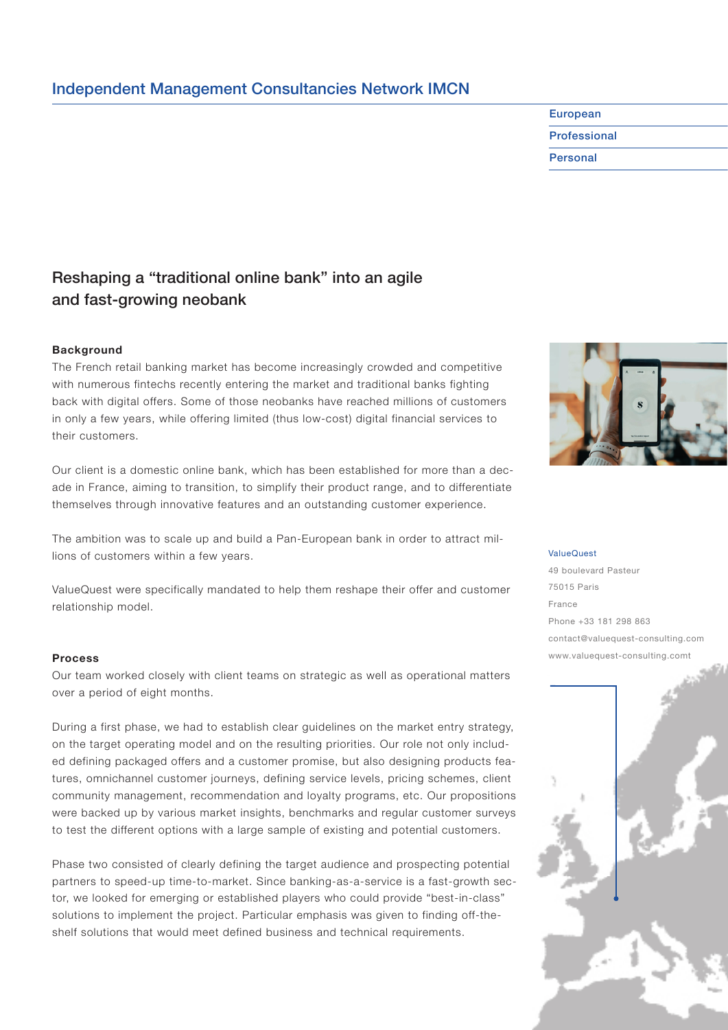# Independent Management Consultancies Network IMCN

European

Professional

Personal

## Reshaping a "traditional online bank" into an agile and fast-growing neobank

### Background

The French retail banking market has become increasingly crowded and competitive with numerous fintechs recently entering the market and traditional banks fighting back with digital offers. Some of those neobanks have reached millions of customers in only a few years, while offering limited (thus low-cost) digital financial services to their customers.

Our client is a domestic online bank, which has been established for more than a decade in France, aiming to transition, to simplify their product range, and to differentiate themselves through innovative features and an outstanding customer experience.

The ambition was to scale up and build a Pan-European bank in order to attract millions of customers within a few years.

ValueQuest were specifically mandated to help them reshape their offer and customer relationship model.

### Process

Our team worked closely with client teams on strategic as well as operational matters over a period of eight months.

During a first phase, we had to establish clear guidelines on the market entry strategy, on the target operating model and on the resulting priorities. Our role not only included defining packaged offers and a customer promise, but also designing products features, omnichannel customer journeys, defining service levels, pricing schemes, client community management, recommendation and loyalty programs, etc. Our propositions were backed up by various market insights, benchmarks and regular customer surveys to test the different options with a large sample of existing and potential customers.

Phase two consisted of clearly defining the target audience and prospecting potential partners to speed-up time-to-market. Since banking-as-a-service is a fast-growth sector, we looked for emerging or established players who could provide "best-in-class" solutions to implement the project. Particular emphasis was given to finding off-the-shelf solutions that would meet defined business and technical requirements.

ValueQuest
49 boulevard Pasteur
75015 Paris
France
Phone +33 181 298 863
contact@valuequest-consulting.com
www.valuequest-consulting.comt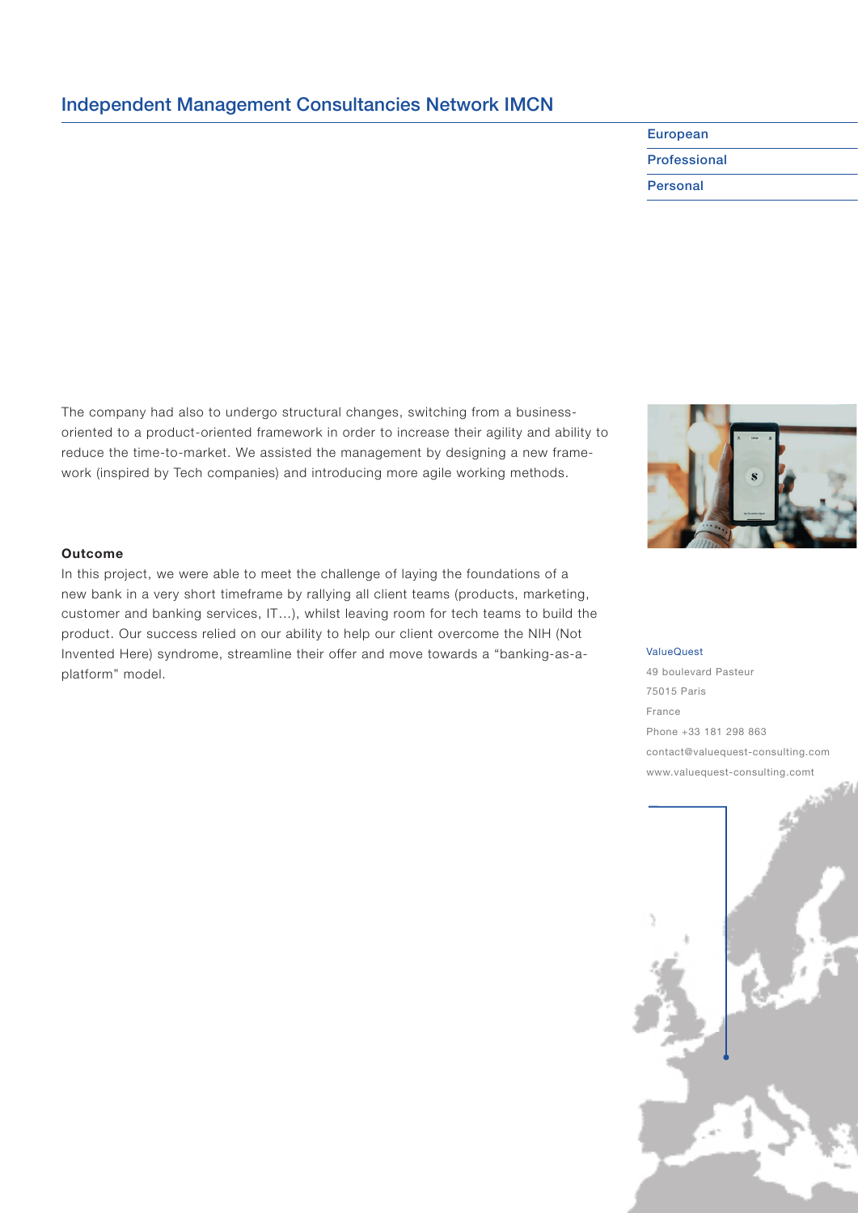# Independent Management Consultancies Network IMCN

European

Professional

Personal

The company had also to undergo structural changes, switching from a business-oriented to a product-oriented framework in order to increase their agility and ability to reduce the time-to-market. We assisted the management by designing a new framework (inspired by Tech companies) and introducing more agile working methods.

**Outcome**

In this project, we were able to meet the challenge of laying the foundations of a new bank in a very short timeframe by rallying all client teams (products, marketing, customer and banking services, IT…), whilst leaving room for tech teams to build the product. Our success relied on our ability to help our client overcome the NIH (Not Invented Here) syndrome, streamline their offer and move towards a "banking-as-a-platform" model.

ValueQuest
49 boulevard Pasteur
75015 Paris
France
Phone +33 181 298 863
contact@valuequest-consulting.com
www.valuequest-consulting.comt